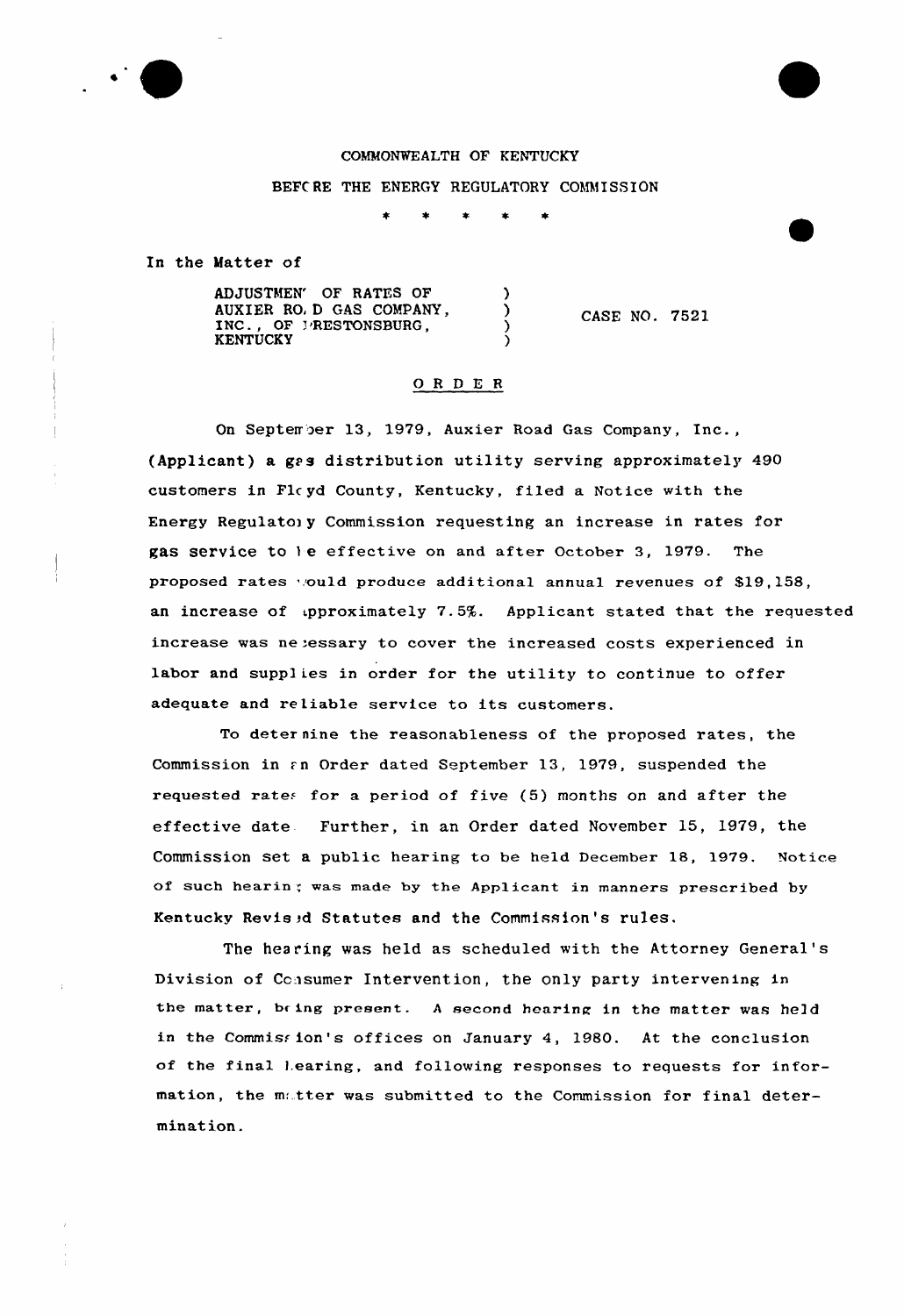COMMONWEALTH OF KENTUCKY

BEFORE THE ENERGY REGULATORY COMMISSION

\* \* \* \* \*

In the Matter of

| | | |
|---|---|---|
| ADJUSTMENT OF RATES OF AUXIER ROAD GAS COMPANY, INC., OF PRESTONSBURG, KENTUCKY | ) ) ) ) | CASE NO. 7521 |

## O R D E R

On September 13, 1979, Auxier Road Gas Company, Inc., (Applicant) a gas distribution utility serving approximately 490 customers in Floyd County, Kentucky, filed a Notice with the Energy Regulatory Commission requesting an increase in rates for gas service to be effective on and after October 3, 1979. The proposed rates would produce additional annual revenues of $19,158, an increase of approximately 7.5%. Applicant stated that the requested increase was necessary to cover the increased costs experienced in labor and supplies in order for the utility to continue to offer adequate and reliable service to its customers.

To determine the reasonableness of the proposed rates, the Commission in an Order dated September 13, 1979, suspended the requested rates for a period of five (5) months on and after the effective date. Further, in an Order dated November 15, 1979, the Commission set a public hearing to be held December 18, 1979. Notice of such hearing was made by the Applicant in manners prescribed by Kentucky Revised Statutes and the Commission's rules.

The hearing was held as scheduled with the Attorney General's Division of Consumer Intervention, the only party intervening in the matter, being present. A second hearing in the matter was held in the Commission's offices on January 4, 1980. At the conclusion of the final hearing, and following responses to requests for information, the matter was submitted to the Commission for final determination.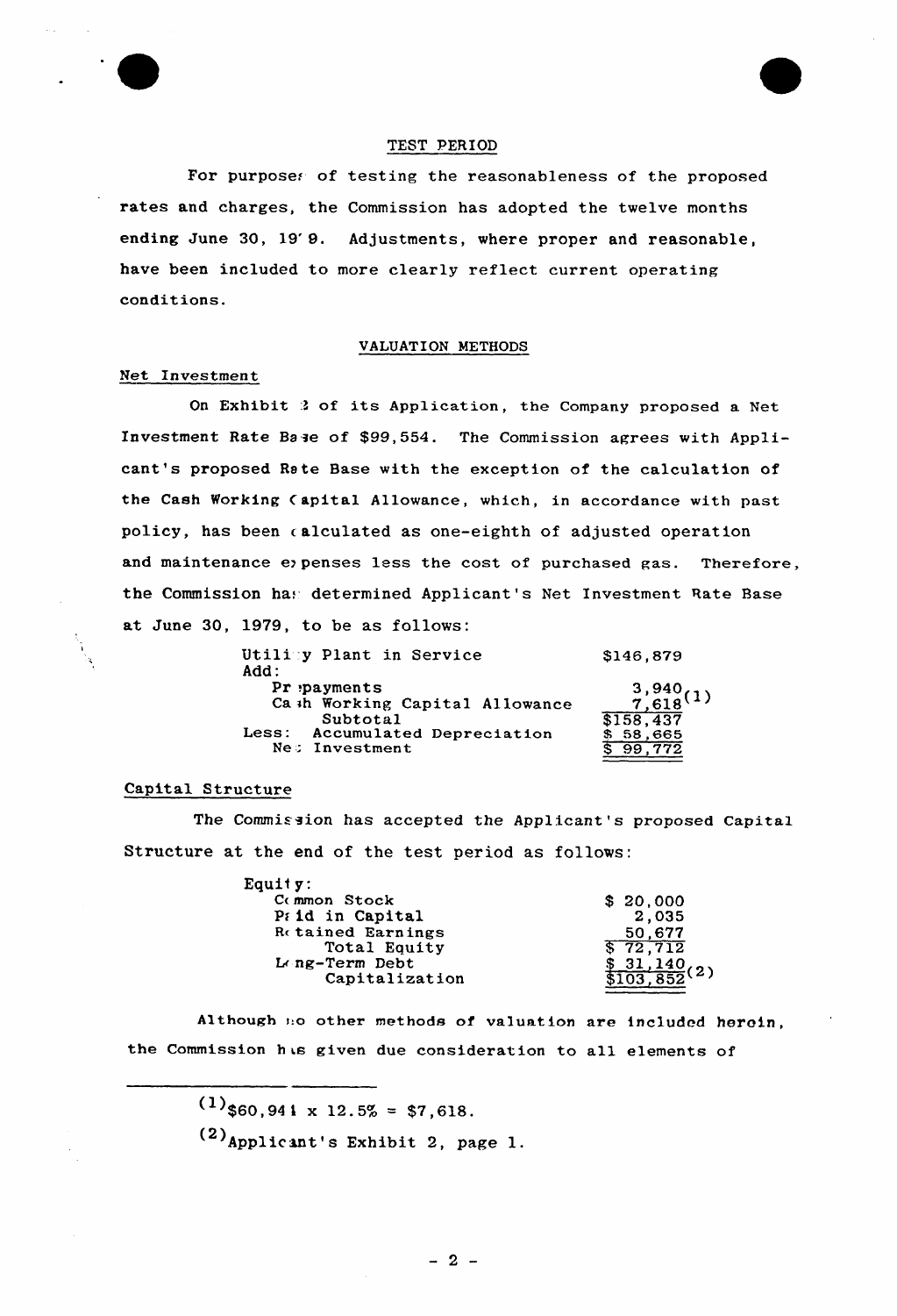## TEST PERIOD

For purposes of testing the reasonableness of the proposed rates and charges, the Commission has adopted the twelve months ending June 30, 1979. Adjustments, where proper and reasonable, have been included to more clearly reflect current operating conditions.

## VALUATION METHODS

### Net Investment

On Exhibit 2 of its Application, the Company proposed a Net Investment Rate Base of $99,554. The Commission agrees with Applicant's proposed Rate Base with the exception of the calculation of the Cash Working Capital Allowance, which, in accordance with past policy, has been calculated as one-eighth of adjusted operation and maintenance expenses less the cost of purchased gas. Therefore, the Commission has determined Applicant's Net Investment Rate Base at June 30, 1979, to be as follows:

| | |
|---|---|
| Utility Plant in Service | $146,879 |
| Add: | |
| Prepayments | 3,940 |
| Cash Working Capital Allowance | 7,618 (1) |
| Subtotal | $158,437 |
| Less: Accumulated Depreciation | $ 58,665 |
| Net Investment | $ 99,772 |

### Capital Structure

The Commission has accepted the Applicant's proposed Capital Structure at the end of the test period as follows:

| | |
|---|---|
| Equity: | |
| Common Stock | $ 20,000 |
| Paid in Capital | 2,035 |
| Retained Earnings | 50,677 |
| Total Equity | $ 72,712 |
| Long-Term Debt | $ 31,140 |
| Capitalization | $103,852 (2) |

Although no other methods of valuation are included herein, the Commission has given due consideration to all elements of

---

(1) $60,941 x 12.5% = $7,618.

(2) Applicant's Exhibit 2, page 1.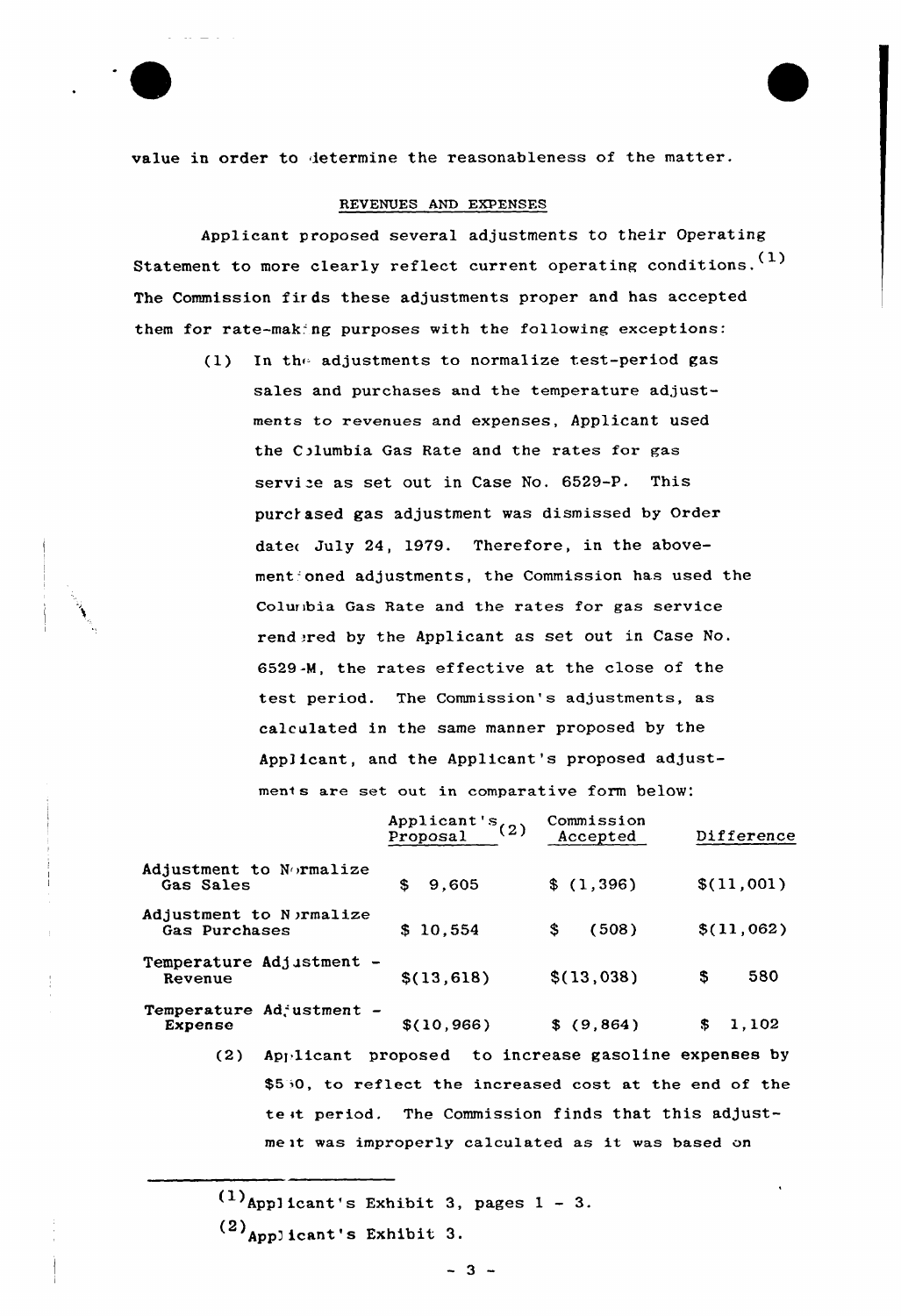value in order to determine the reasonableness of the matter.

## REVENUES AND EXPENSES

Applicant proposed several adjustments to their Operating Statement to more clearly reflect current operating conditions.[1] The Commission finds these adjustments proper and has accepted them for rate-making purposes with the following exceptions:

(1) In the adjustments to normalize test-period gas sales and purchases and the temperature adjustments to revenues and expenses, Applicant used the Columbia Gas Rate and the rates for gas service as set out in Case No. 6529-P. This purchased gas adjustment was dismissed by Order dated July 24, 1979. Therefore, in the abovementioned adjustments, the Commission has used the Columbia Gas Rate and the rates for gas service rendered by the Applicant as set out in Case No. 6529-M, the rates effective at the close of the test period. The Commission's adjustments, as calculated in the same manner proposed by the Applicant, and the Applicant's proposed adjustments are set out in comparative form below:

| | Applicant's Proposal[2] | Commission Accepted | Difference |
|---|---|---|---|
| Adjustment to Normalize Gas Sales | $ 9,605 | $ (1,396) | $(11,001) |
| Adjustment to Normalize Gas Purchases | $ 10,554 | $ (508) | $(11,062) |
| Temperature Adjustment - Revenue | $(13,618) | $(13,038) | $ 580 |
| Temperature Adjustment - Expense | $(10,966) | $ (9,864) | $ 1,102 |

(2) Applicant proposed to increase gasoline expenses by $550, to reflect the increased cost at the end of the test period. The Commission finds that this adjustment was improperly calculated as it was based on

---

[1] Applicant's Exhibit 3, pages 1 - 3.

[2] Applicant's Exhibit 3.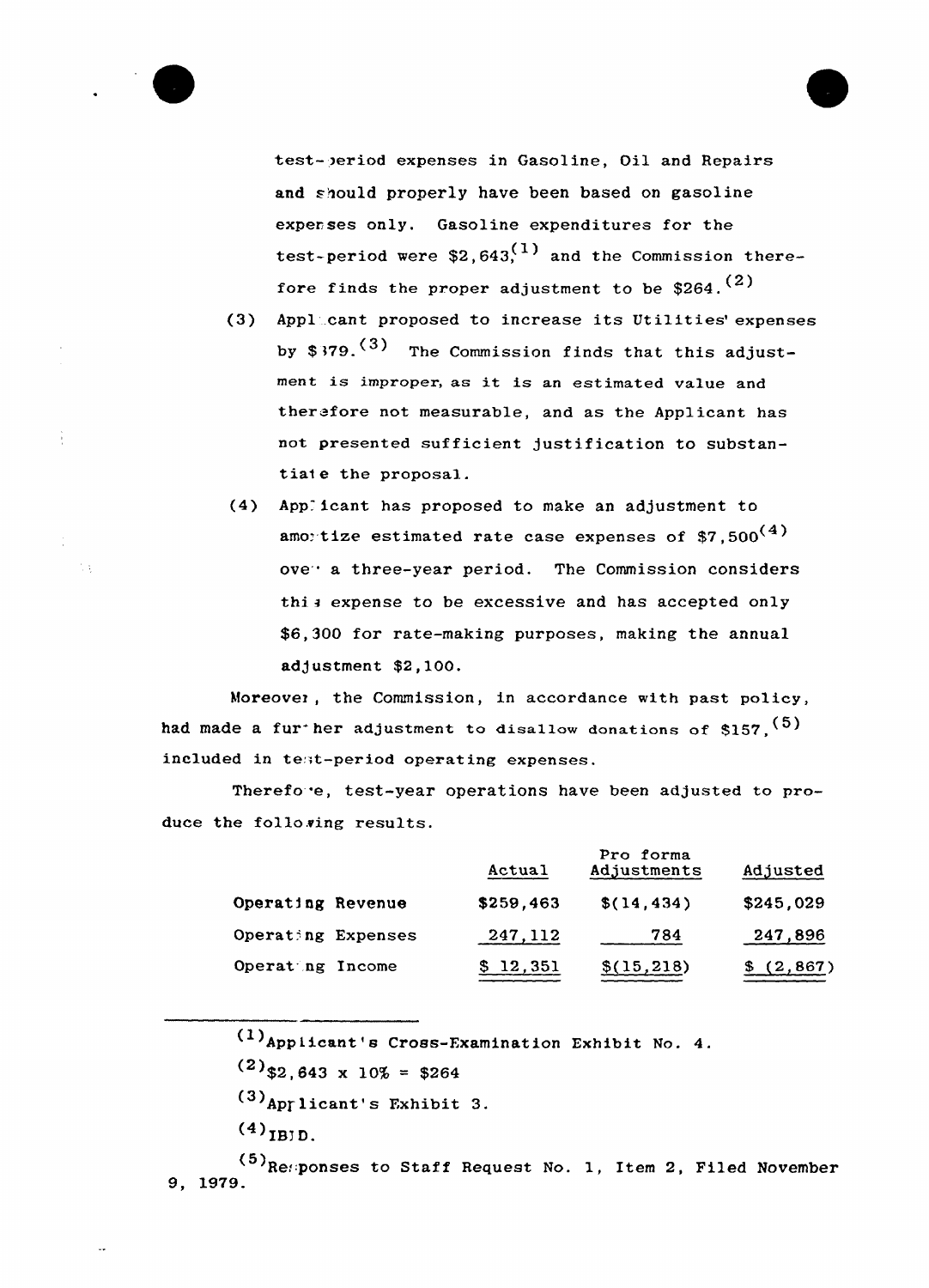test-period expenses in Gasoline, Oil and Repairs and should properly have been based on gasoline expenses only. Gasoline expenditures for the test-period were $2,643,[1] and the Commission therefore finds the proper adjustment to be $264.[2]

(3) Applicant proposed to increase its Utilities' expenses by $379.[3] The Commission finds that this adjustment is improper, as it is an estimated value and therefore not measurable, and as the Applicant has not presented sufficient justification to substantiate the proposal.

(4) Applicant has proposed to make an adjustment to amortize estimated rate case expenses of $7,500[4] over a three-year period. The Commission considers this expense to be excessive and has accepted only $6,300 for rate-making purposes, making the annual adjustment $2,100.

Moreover, the Commission, in accordance with past policy, had made a further adjustment to disallow donations of $157,[5] included in test-period operating expenses.

Therefore, test-year operations have been adjusted to produce the following results.

| | Actual | Pro forma Adjustments | Adjusted |
|---|---|---|---|
| Operating Revenue | $259,463 | $(14,434) | $245,029 |
| Operating Expenses | 247,112 | 784 | 247,896 |
| Operating Income | $ 12,351 | $(15,218) | $ (2,867) |

---

[1] Applicant's Cross-Examination Exhibit No. 4.

[2] $2,643 x 10% = $264

[3] Applicant's Exhibit 3.

[4] IBID.

[5] Responses to Staff Request No. 1, Item 2, Filed November 9, 1979.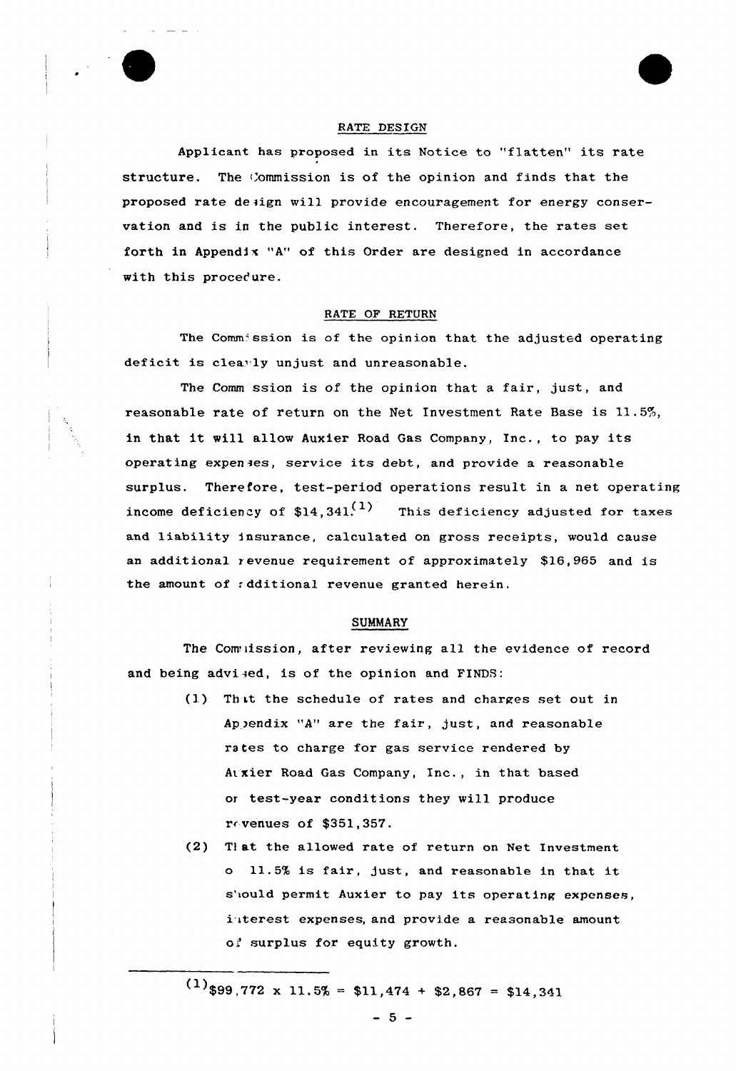## RATE DESIGN

Applicant has proposed in its Notice to "flatten" its rate structure. The Commission is of the opinion and finds that the proposed rate design will provide encouragement for energy conservation and is in the public interest. Therefore, the rates set forth in Appendix "A" of this Order are designed in accordance with this procedure.

## RATE OF RETURN

The Commission is of the opinion that the adjusted operating deficit is clearly unjust and unreasonable.

The Commission is of the opinion that a fair, just, and reasonable rate of return on the Net Investment Rate Base is 11.5%, in that it will allow Auxier Road Gas Company, Inc., to pay its operating expenses, service its debt, and provide a reasonable surplus. Therefore, test-period operations result in a net operating income deficiency of $14,341.[1] This deficiency adjusted for taxes and liability insurance, calculated on gross receipts, would cause an additional revenue requirement of approximately $16,965 and is the amount of additional revenue granted herein.

## SUMMARY

The Commission, after reviewing all the evidence of record and being advised, is of the opinion and FINDS:

(1) That the schedule of rates and charges set out in Appendix "A" are the fair, just, and reasonable rates to charge for gas service rendered by Auxier Road Gas Company, Inc., in that based on test-year conditions they will produce revenues of $351,357.

(2) That the allowed rate of return on Net Investment of 11.5% is fair, just, and reasonable in that it should permit Auxier to pay its operating expenses, interest expenses, and provide a reasonable amount of surplus for equity growth.

---

[1] $99,772 x 11.5% = $11,474 + $2,867 = $14,341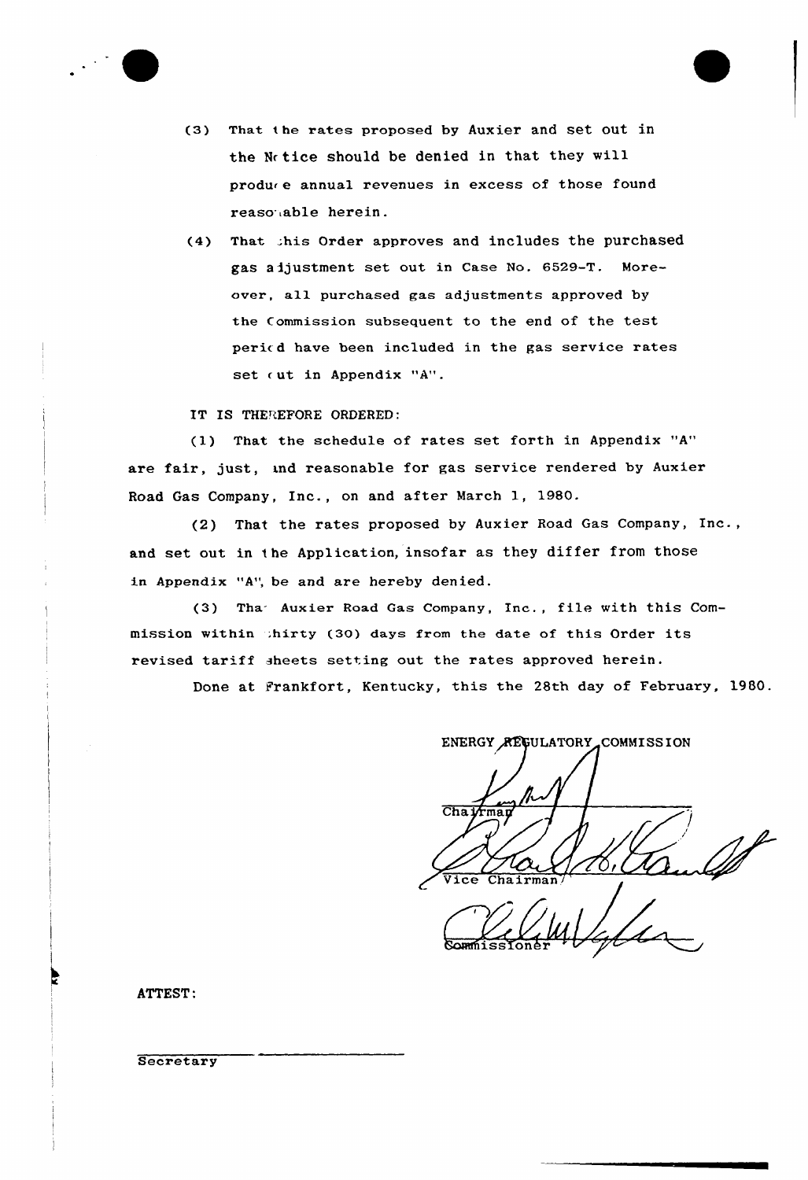(3) That the rates proposed by Auxier and set out in the Notice should be denied in that they will produce annual revenues in excess of those found reasonable herein.

(4) That this Order approves and includes the purchased gas adjustment set out in Case No. 6529-T. Moreover, all purchased gas adjustments approved by the Commission subsequent to the end of the test period have been included in the gas service rates set out in Appendix "A".

IT IS THEREFORE ORDERED:

(1) That the schedule of rates set forth in Appendix "A" are fair, just, and reasonable for gas service rendered by Auxier Road Gas Company, Inc., on and after March 1, 1980.

(2) That the rates proposed by Auxier Road Gas Company, Inc., and set out in the Application, insofar as they differ from those in Appendix "A", be and are hereby denied.

(3) That Auxier Road Gas Company, Inc., file with this Commission within thirty (30) days from the date of this Order its revised tariff sheets setting out the rates approved herein.

Done at Frankfort, Kentucky, this the 28th day of February, 1980.

ENERGY REGULATORY COMMISSION

Chairman

Vice Chairman

Commissioner

ATTEST:

Secretary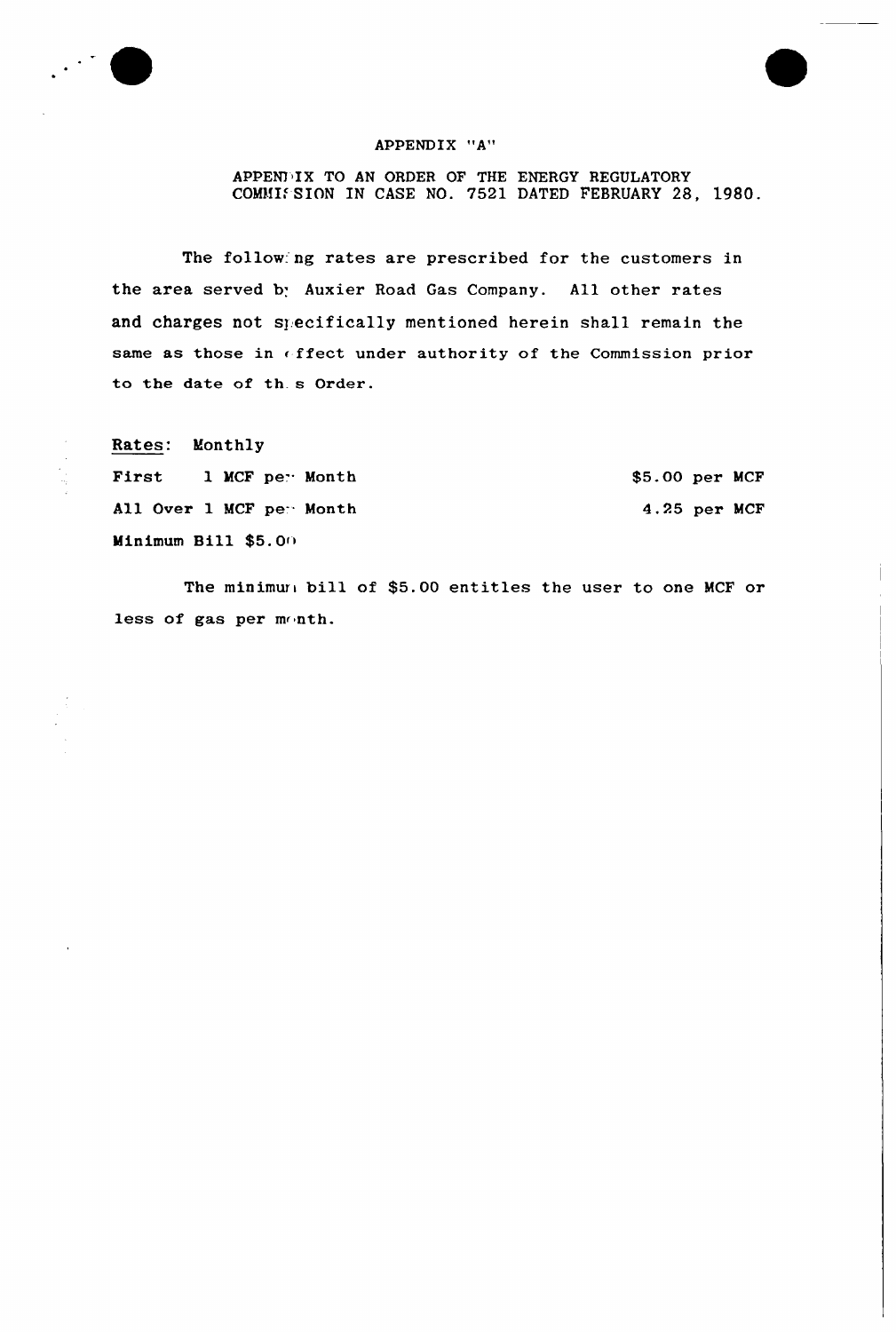APPENDIX "A"

APPENDIX TO AN ORDER OF THE ENERGY REGULATORY COMMISSION IN CASE NO. 7521 DATED FEBRUARY 28, 1980.

The following rates are prescribed for the customers in the area served by Auxier Road Gas Company. All other rates and charges not specifically mentioned herein shall remain the same as those in effect under authority of the Commission prior to the date of this Order.

<u>Rates</u>: Monthly

| | |
|---|---|
| First 1 MCF per Month | $5.00 per MCF |
| All Over 1 MCF per Month | 4.25 per MCF |

Minimum Bill $5.00

The minimum bill of $5.00 entitles the user to one MCF or less of gas per month.